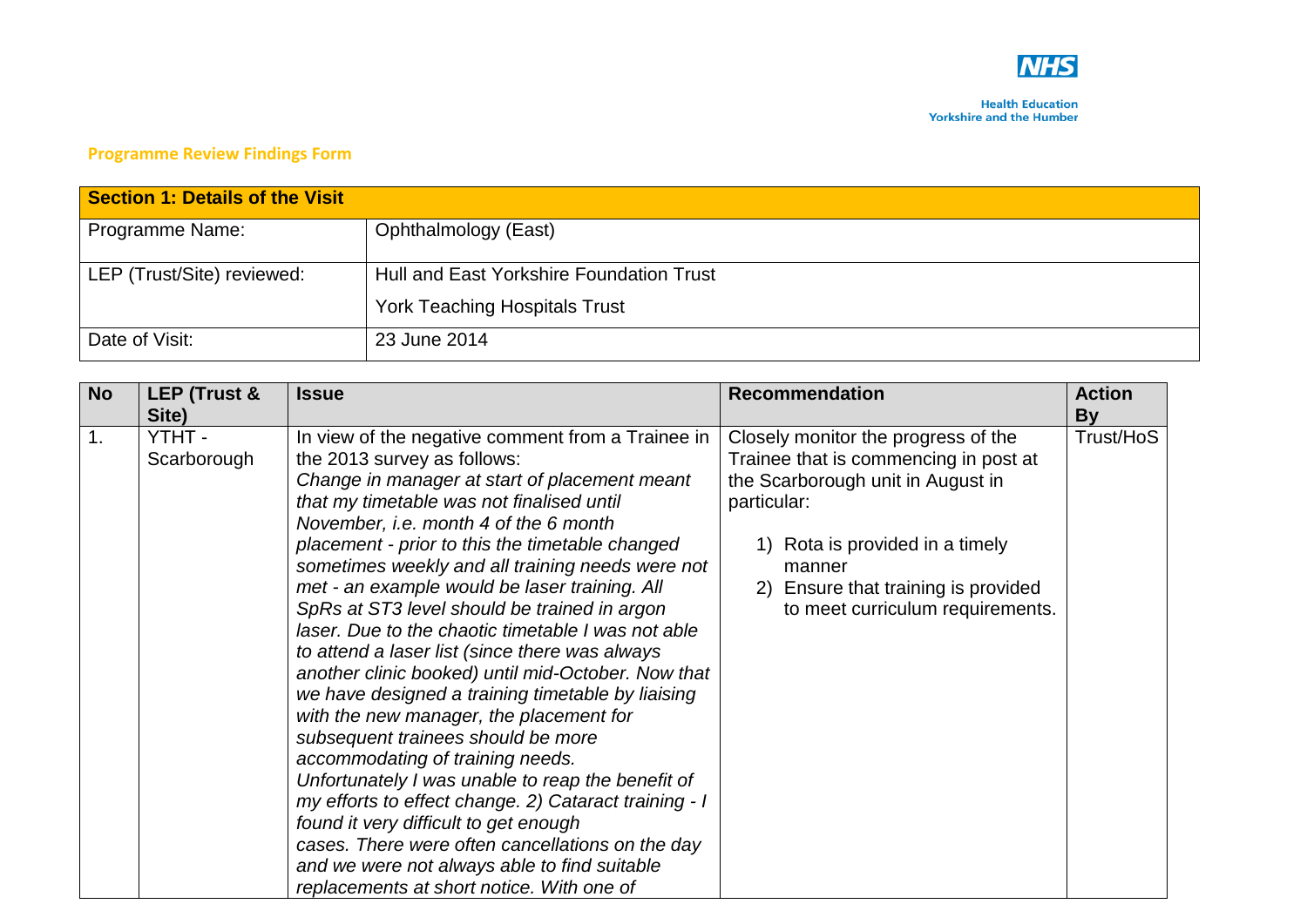NHS

Health Education
Yorkshire and the Humber

**Programme Review Findings Form**

| **Section 1: Details of the Visit** | |
|---|---|
| Programme Name: | Ophthalmology (East) |
| LEP (Trust/Site) reviewed: | Hull and East Yorkshire Foundation Trust<br>York Teaching Hospitals Trust |
| Date of Visit: | 23 June 2014 |

| **No** | **LEP (Trust & Site)** | **Issue** | **Recommendation** | **Action By** |
|---|---|---|---|---|
| 1. | YTHT - Scarborough | In view of the negative comment from a Trainee in the 2013 survey as follows:<br>*Change in manager at start of placement meant that my timetable was not finalised until November, i.e. month 4 of the 6 month placement - prior to this the timetable changed sometimes weekly and all training needs were not met - an example would be laser training. All SpRs at ST3 level should be trained in argon laser. Due to the chaotic timetable I was not able to attend a laser list (since there was always another clinic booked) until mid-October. Now that we have designed a training timetable by liaising with the new manager, the placement for subsequent trainees should be more accommodating of training needs. Unfortunately I was unable to reap the benefit of my efforts to effect change. 2) Cataract training - I found it very difficult to get enough cases. There were often cancellations on the day and we were not always able to find suitable replacements at short notice. With one of* | Closely monitor the progress of the Trainee that is commencing in post at the Scarborough unit in August in particular:<br><br>1) Rota is provided in a timely manner<br>2) Ensure that training is provided to meet curriculum requirements. | Trust/HoS |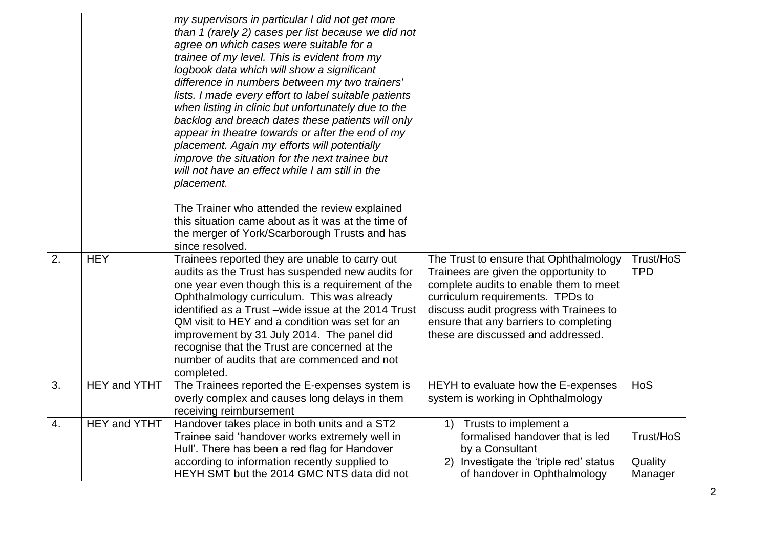| | | | | |
|---|---|---|---|---|
| | | *my supervisors in particular I did not get more than 1 (rarely 2) cases per list because we did not agree on which cases were suitable for a trainee of my level. This is evident from my logbook data which will show a significant difference in numbers between my two trainers' lists. I made every effort to label suitable patients when listing in clinic but unfortunately due to the backlog and breach dates these patients will only appear in theatre towards or after the end of my placement. Again my efforts will potentially improve the situation for the next trainee but will not have an effect while I am still in the placement.*<br><br>The Trainer who attended the review explained this situation came about as it was at the time of the merger of York/Scarborough Trusts and has since resolved. | | |
| 2. | HEY | Trainees reported they are unable to carry out audits as the Trust has suspended new audits for one year even though this is a requirement of the Ophthalmology curriculum. This was already identified as a Trust –wide issue at the 2014 Trust QM visit to HEY and a condition was set for an improvement by 31 July 2014. The panel did recognise that the Trust are concerned at the number of audits that are commenced and not completed. | The Trust to ensure that Ophthalmology Trainees are given the opportunity to complete audits to enable them to meet curriculum requirements. TPDs to discuss audit progress with Trainees to ensure that any barriers to completing these are discussed and addressed. | Trust/HoS TPD |
| 3. | HEY and YTHT | The Trainees reported the E-expenses system is overly complex and causes long delays in them receiving reimbursement | HEYH to evaluate how the E-expenses system is working in Ophthalmology | HoS |
| 4. | HEY and YTHT | Handover takes place in both units and a ST2 Trainee said 'handover works extremely well in Hull'. There has been a red flag for Handover according to information recently supplied to HEYH SMT but the 2014 GMC NTS data did not | 1) Trusts to implement a formalised handover that is led by a Consultant<br>2) Investigate the 'triple red' status of handover in Ophthalmology | Trust/HoS<br><br>Quality Manager |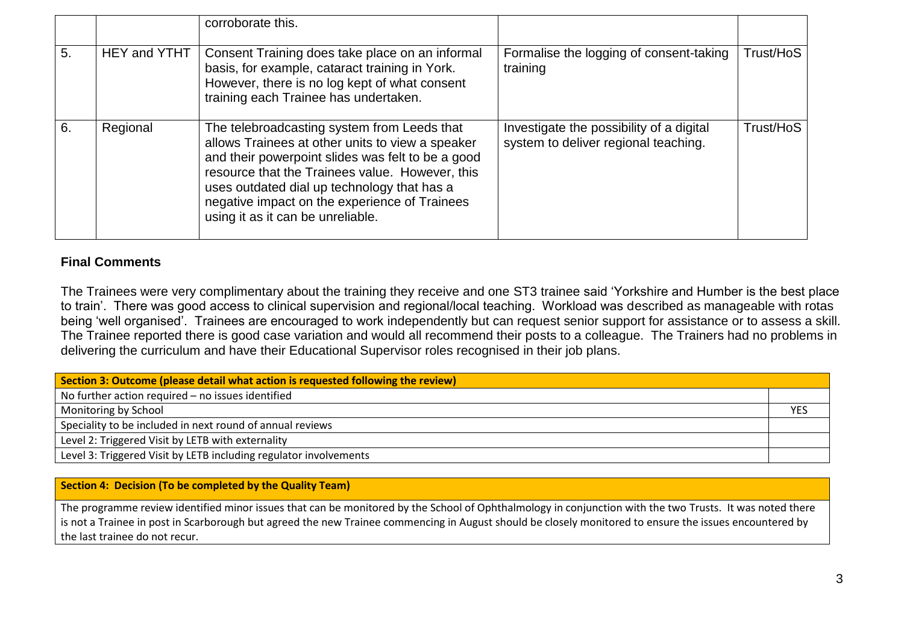| | | | | |
|---|---|---|---|---|
| | | corroborate this. | | |
| 5. | HEY and YTHT | Consent Training does take place on an informal basis, for example, cataract training in York. However, there is no log kept of what consent training each Trainee has undertaken. | Formalise the logging of consent-taking training | Trust/HoS |
| 6. | Regional | The telebroadcasting system from Leeds that allows Trainees at other units to view a speaker and their powerpoint slides was felt to be a good resource that the Trainees value. However, this uses outdated dial up technology that has a negative impact on the experience of Trainees using it as it can be unreliable. | Investigate the possibility of a digital system to deliver regional teaching. | Trust/HoS |

**Final Comments**

The Trainees were very complimentary about the training they receive and one ST3 trainee said 'Yorkshire and Humber is the best place to train'. There was good access to clinical supervision and regional/local teaching. Workload was described as manageable with rotas being 'well organised'. Trainees are encouraged to work independently but can request senior support for assistance or to assess a skill. The Trainee reported there is good case variation and would all recommend their posts to a colleague. The Trainers had no problems in delivering the curriculum and have their Educational Supervisor roles recognised in their job plans.

| Section 3: Outcome (please detail what action is requested following the review) | |
|---|---|
| No further action required – no issues identified | |
| Monitoring by School | YES |
| Speciality to be included in next round of annual reviews | |
| Level 2: Triggered Visit by LETB with externality | |
| Level 3: Triggered Visit by LETB including regulator involvements | |

| Section 4: Decision (To be completed by the Quality Team) |
|---|
| The programme review identified minor issues that can be monitored by the School of Ophthalmology in conjunction with the two Trusts. It was noted there is not a Trainee in post in Scarborough but agreed the new Trainee commencing in August should be closely monitored to ensure the issues encountered by the last trainee do not recur. |